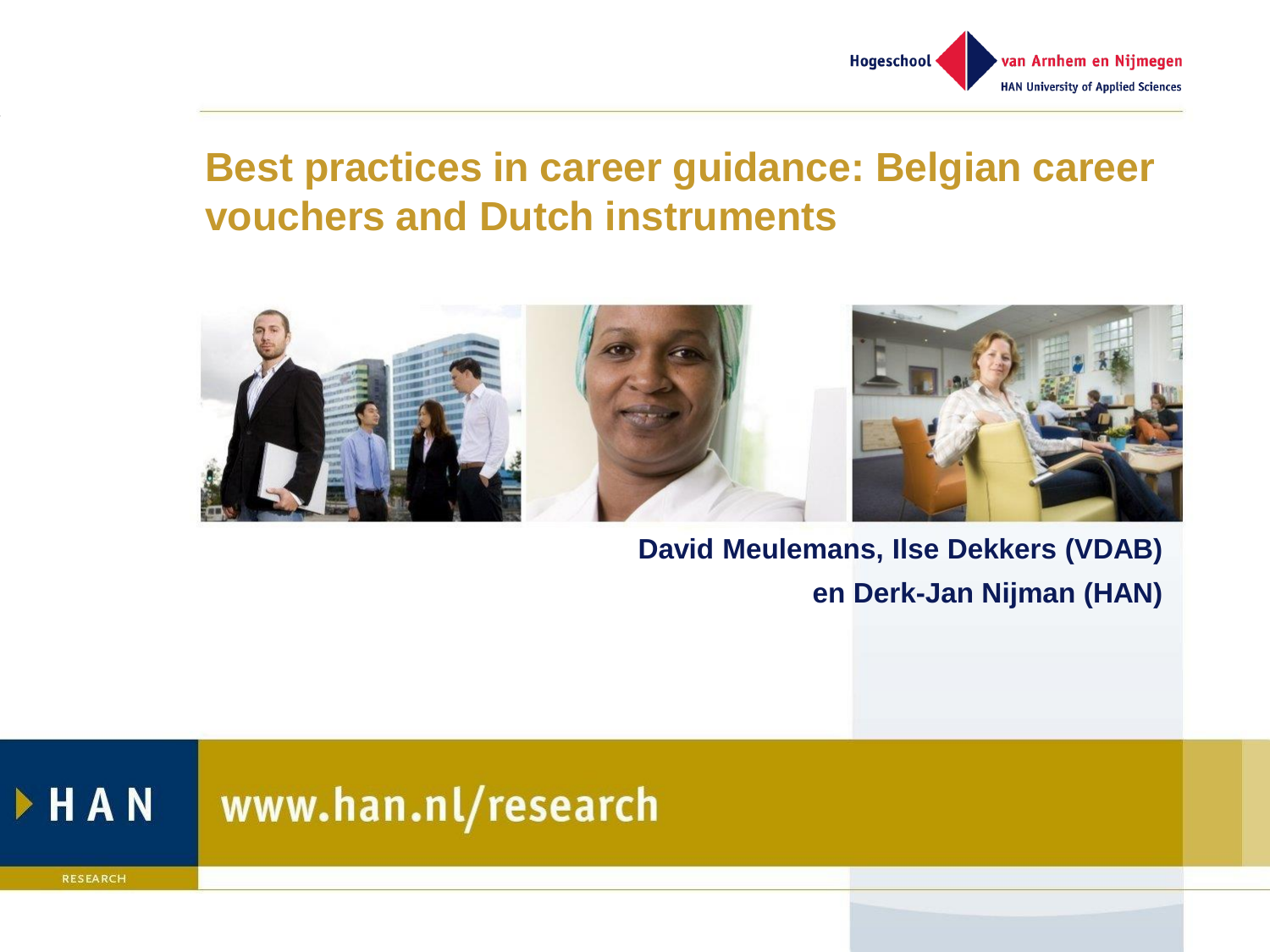# Best practices in career guidance: Belgian career vouchers and Dutch instruments

**David Meulemans, Ilse Dekkers (VDAB)**
**en Derk-Jan Nijman (HAN)**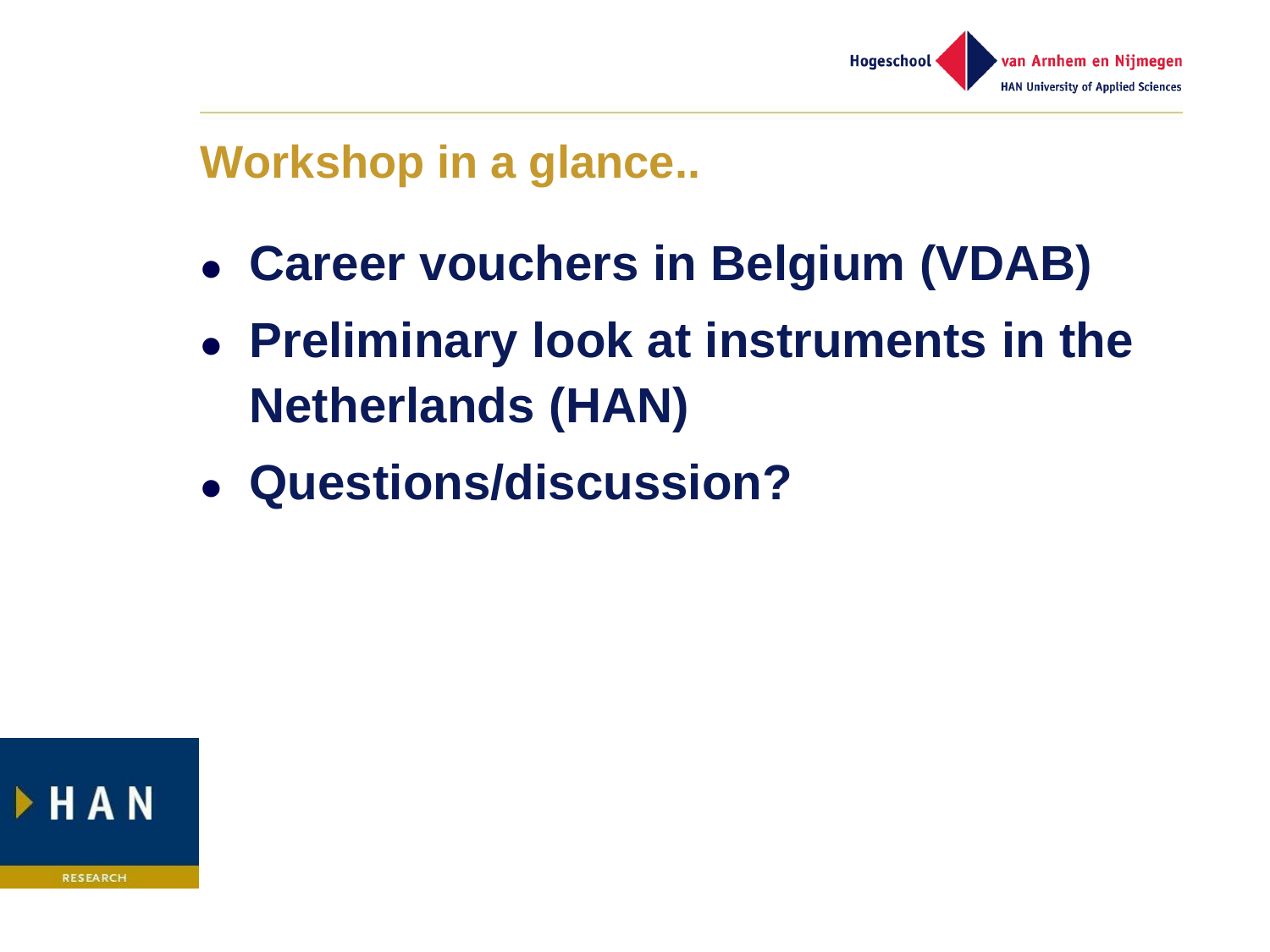## Workshop in a glance..

- **Career vouchers in Belgium (VDAB)**
- **Preliminary look at instruments in the Netherlands (HAN)**
- **Questions/discussion?**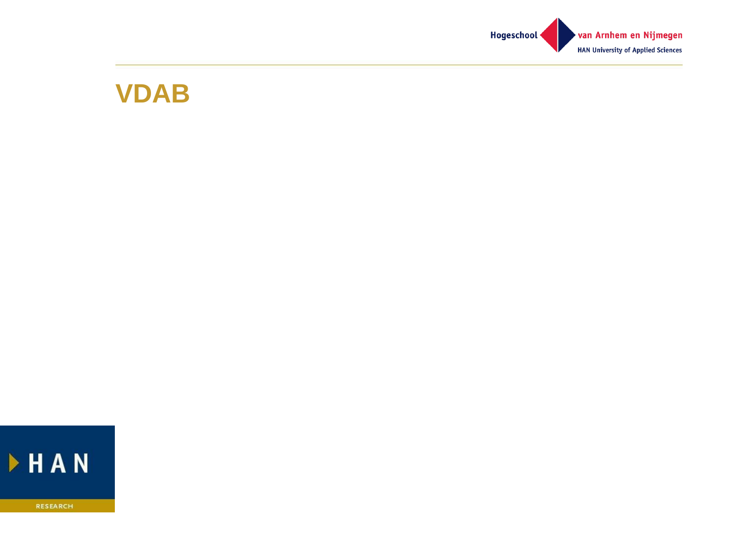# VDAB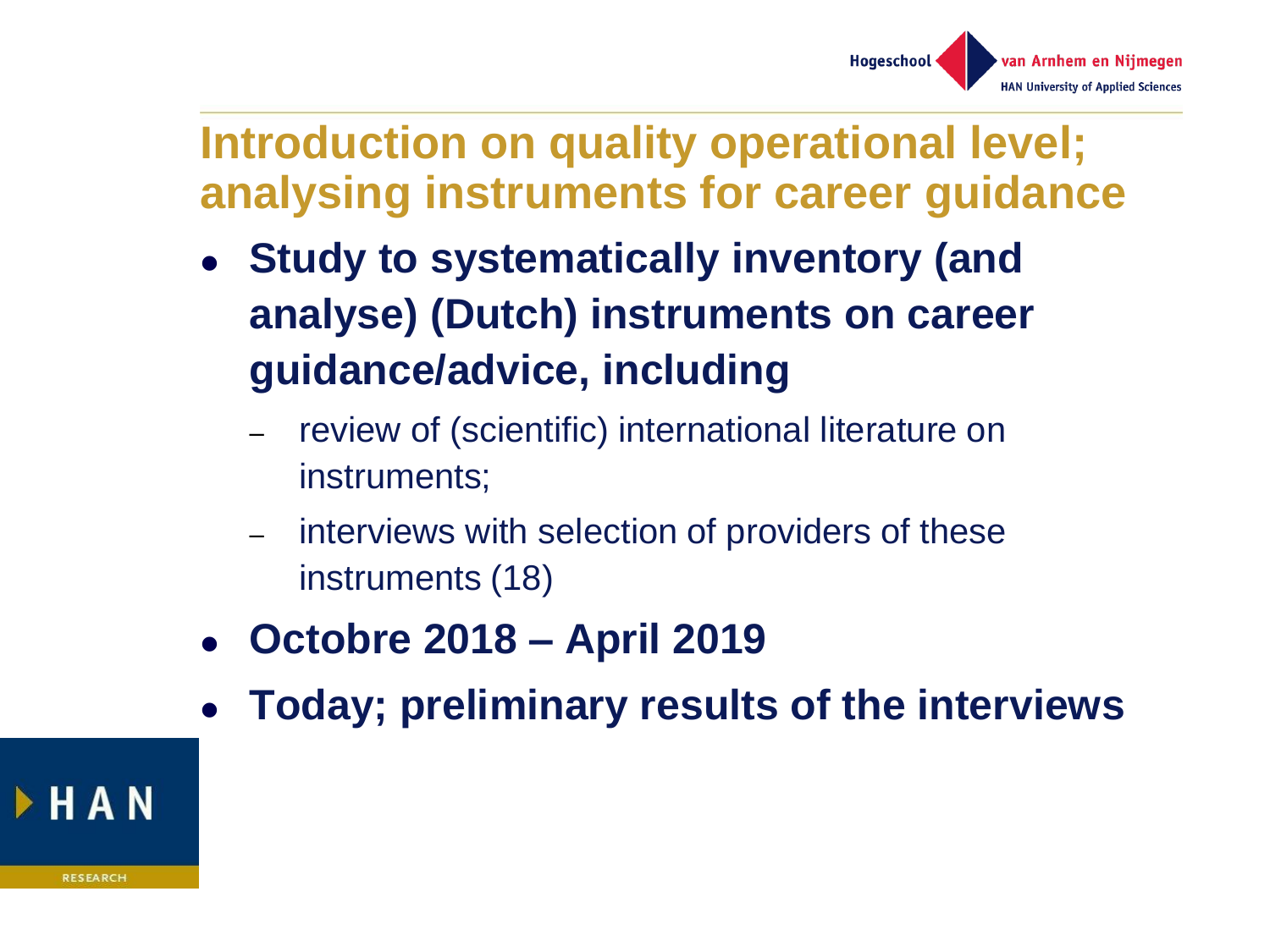# Introduction on quality operational level; analysing instruments for career guidance

- **Study to systematically inventory (and analyse) (Dutch) instruments on career guidance/advice, including**
  - review of (scientific) international literature on instruments;
  - interviews with selection of providers of these instruments (18)
- **Octobre 2018 – April 2019**
- **Today; preliminary results of the interviews**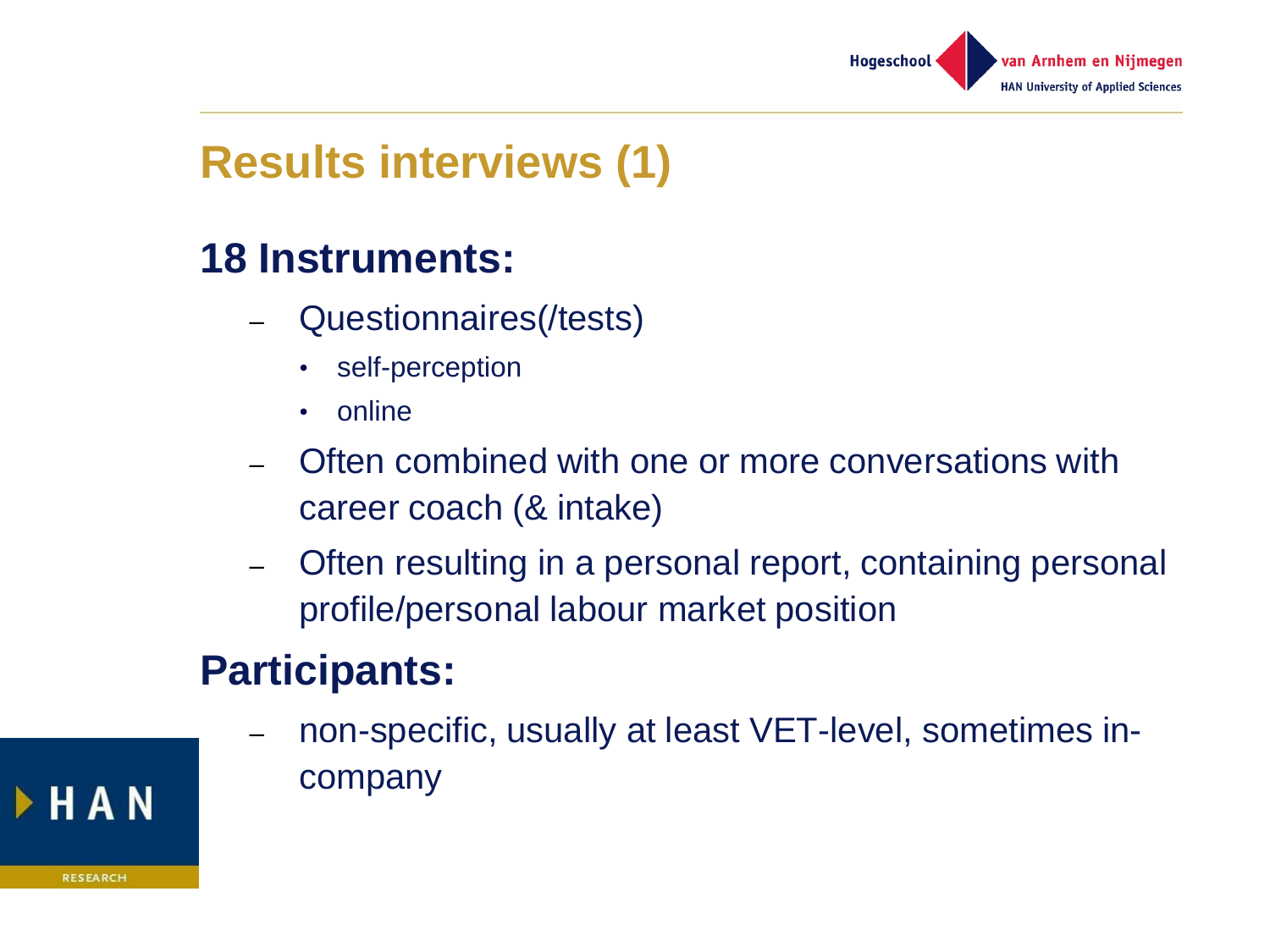# Results interviews (1)

## 18 Instruments:

- Questionnaires(/tests)
  - self-perception
  - online
- Often combined with one or more conversations with career coach (& intake)
- Often resulting in a personal report, containing personal profile/personal labour market position

## Participants:

- non-specific, usually at least VET-level, sometimes in-company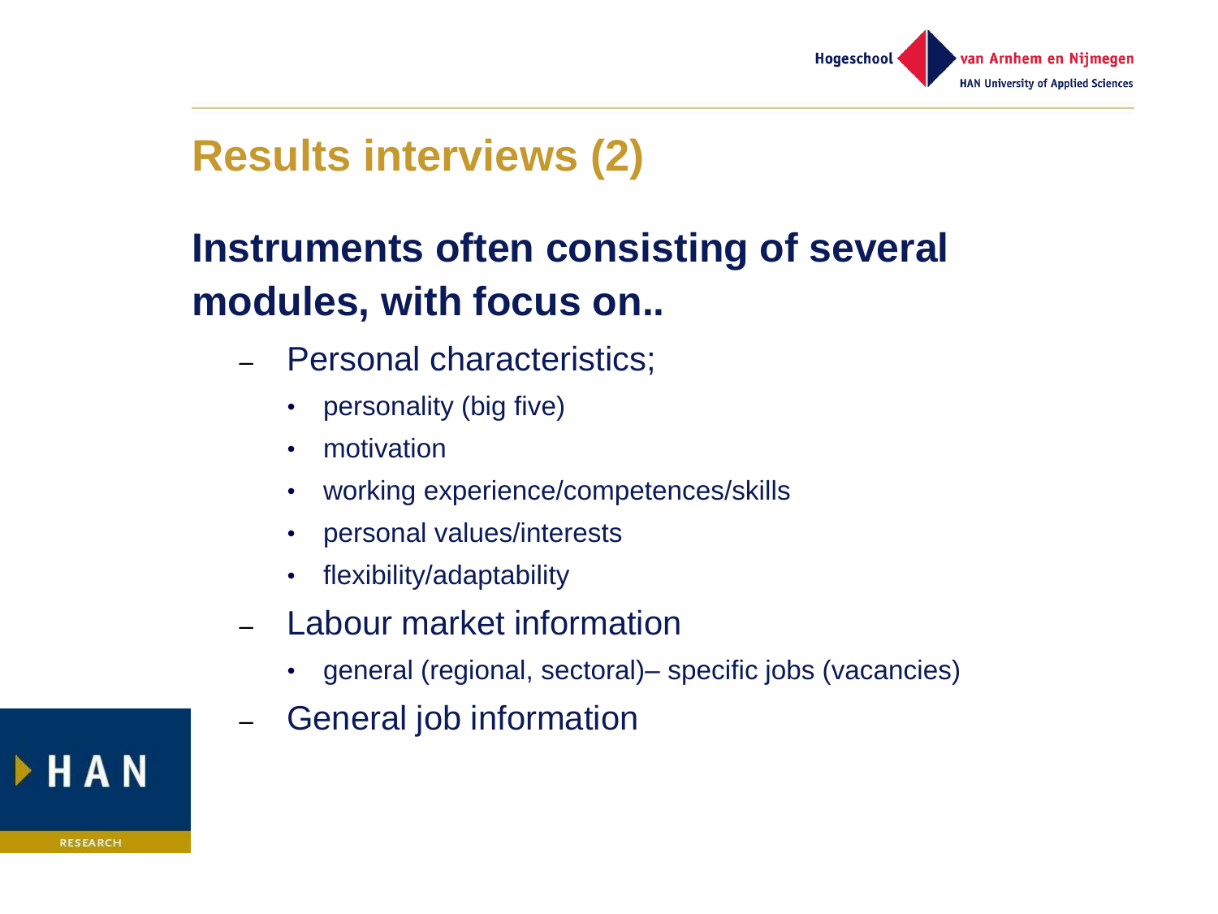# Results interviews (2)

## Instruments often consisting of several modules, with focus on..

- Personal characteristics;
  - personality (big five)
  - motivation
  - working experience/competences/skills
  - personal values/interests
  - flexibility/adaptability
- Labour market information
  - general (regional, sectoral)– specific jobs (vacancies)
- General job information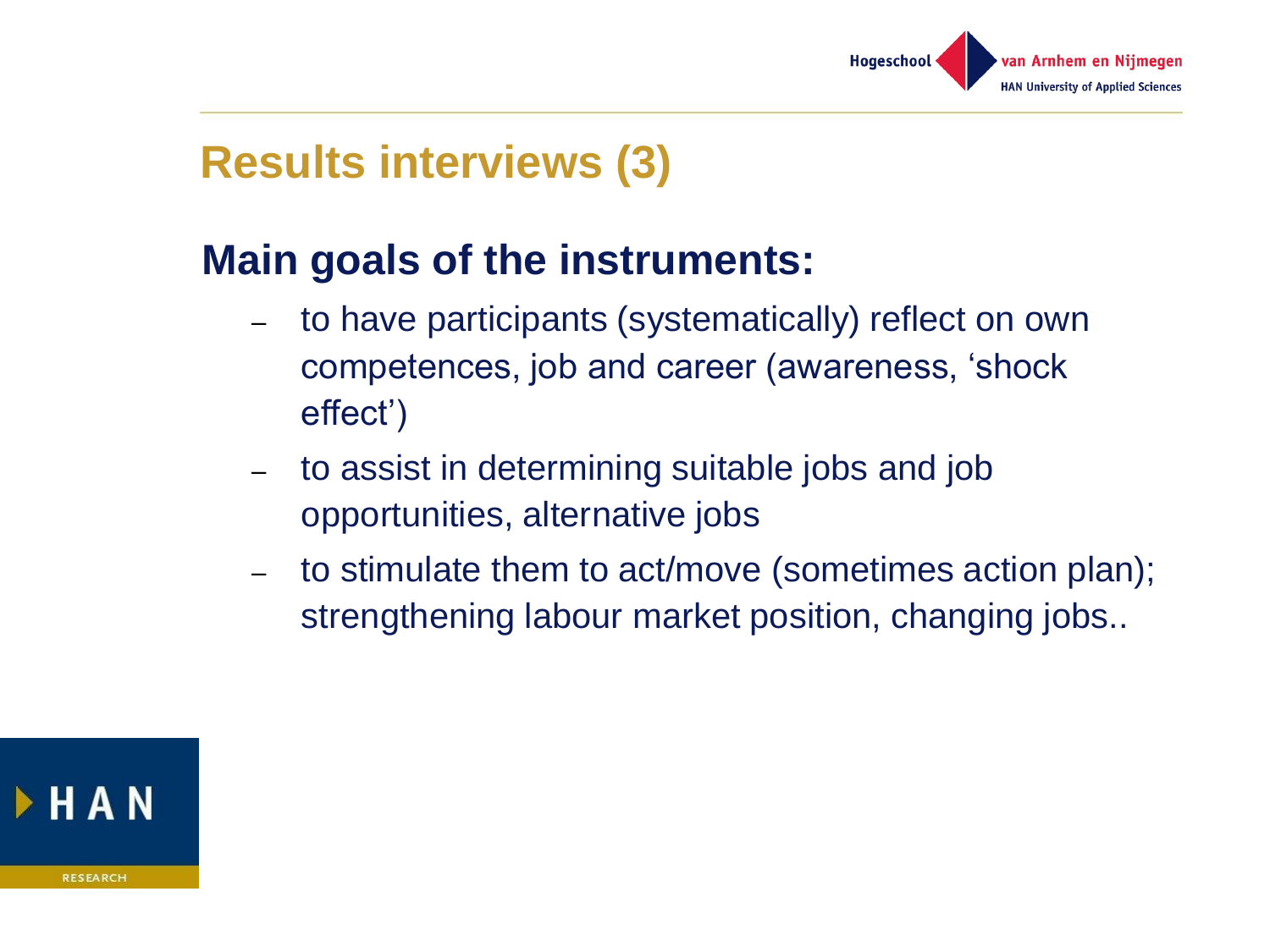# Results interviews (3)

## Main goals of the instruments:

- to have participants (systematically) reflect on own competences, job and career (awareness, 'shock effect')
- to assist in determining suitable jobs and job opportunities, alternative jobs
- to stimulate them to act/move (sometimes action plan); strengthening labour market position, changing jobs..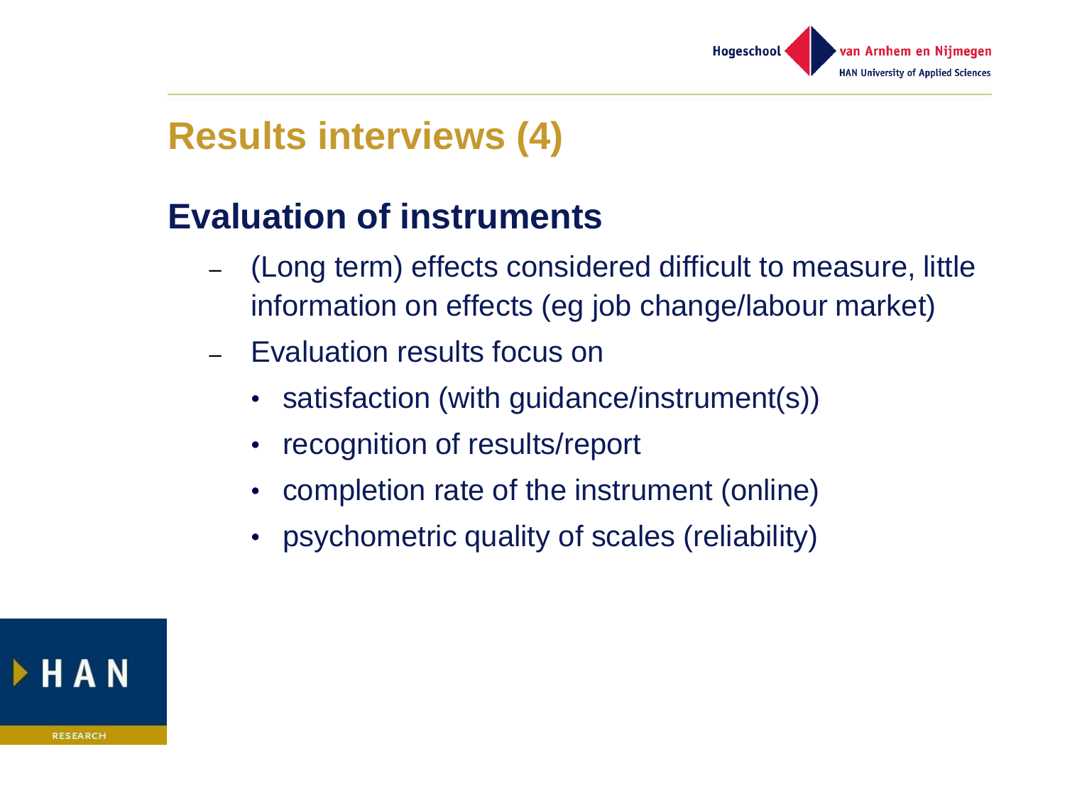# Results interviews (4)

## Evaluation of instruments

- (Long term) effects considered difficult to measure, little information on effects (eg job change/labour market)
- Evaluation results focus on
  - satisfaction (with guidance/instrument(s))
  - recognition of results/report
  - completion rate of the instrument (online)
  - psychometric quality of scales (reliability)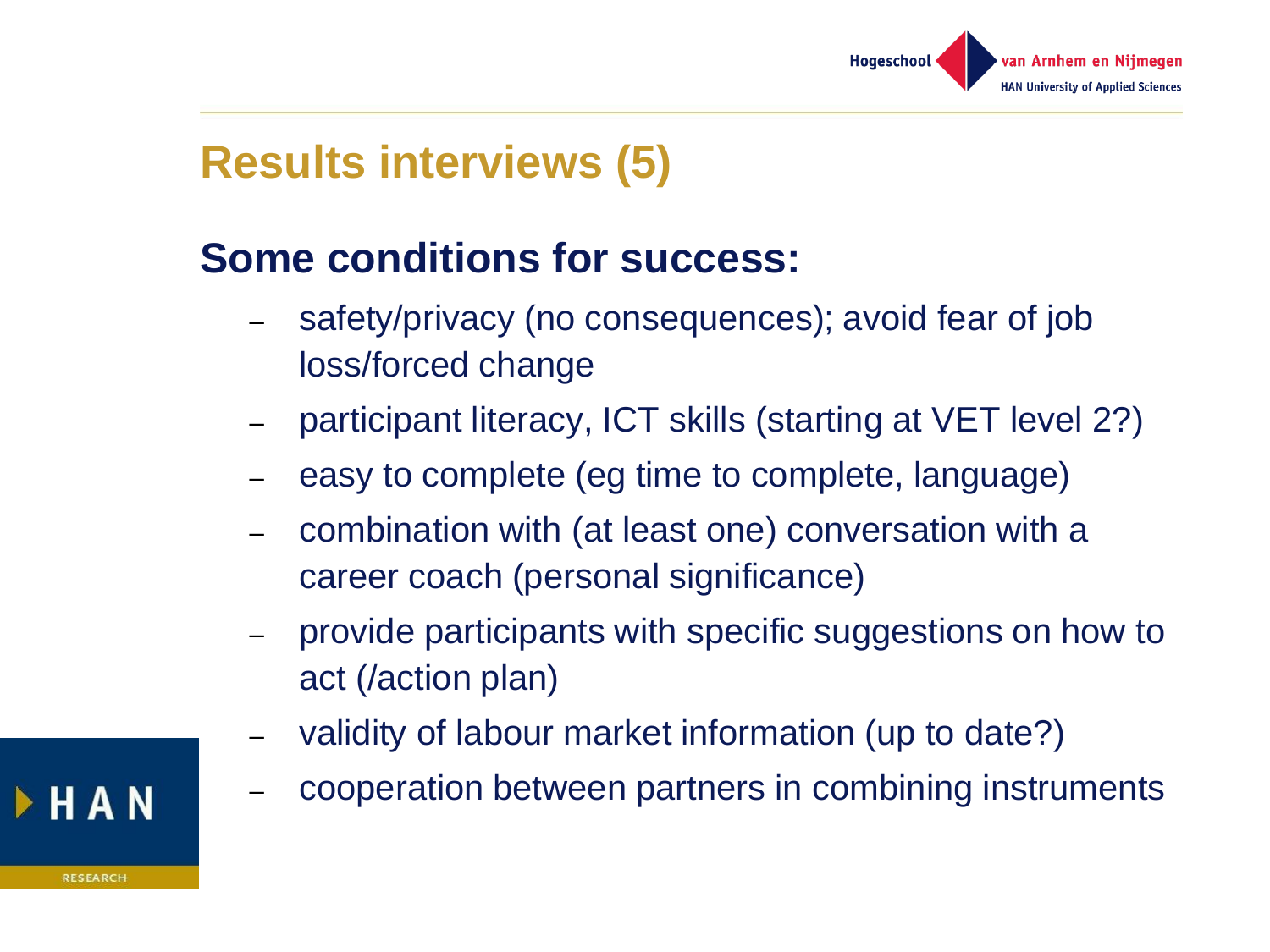# Results interviews (5)

## Some conditions for success:

- safety/privacy (no consequences); avoid fear of job loss/forced change
- participant literacy, ICT skills (starting at VET level 2?)
- easy to complete (eg time to complete, language)
- combination with (at least one) conversation with a career coach (personal significance)
- provide participants with specific suggestions on how to act (/action plan)
- validity of labour market information (up to date?)
- cooperation between partners in combining instruments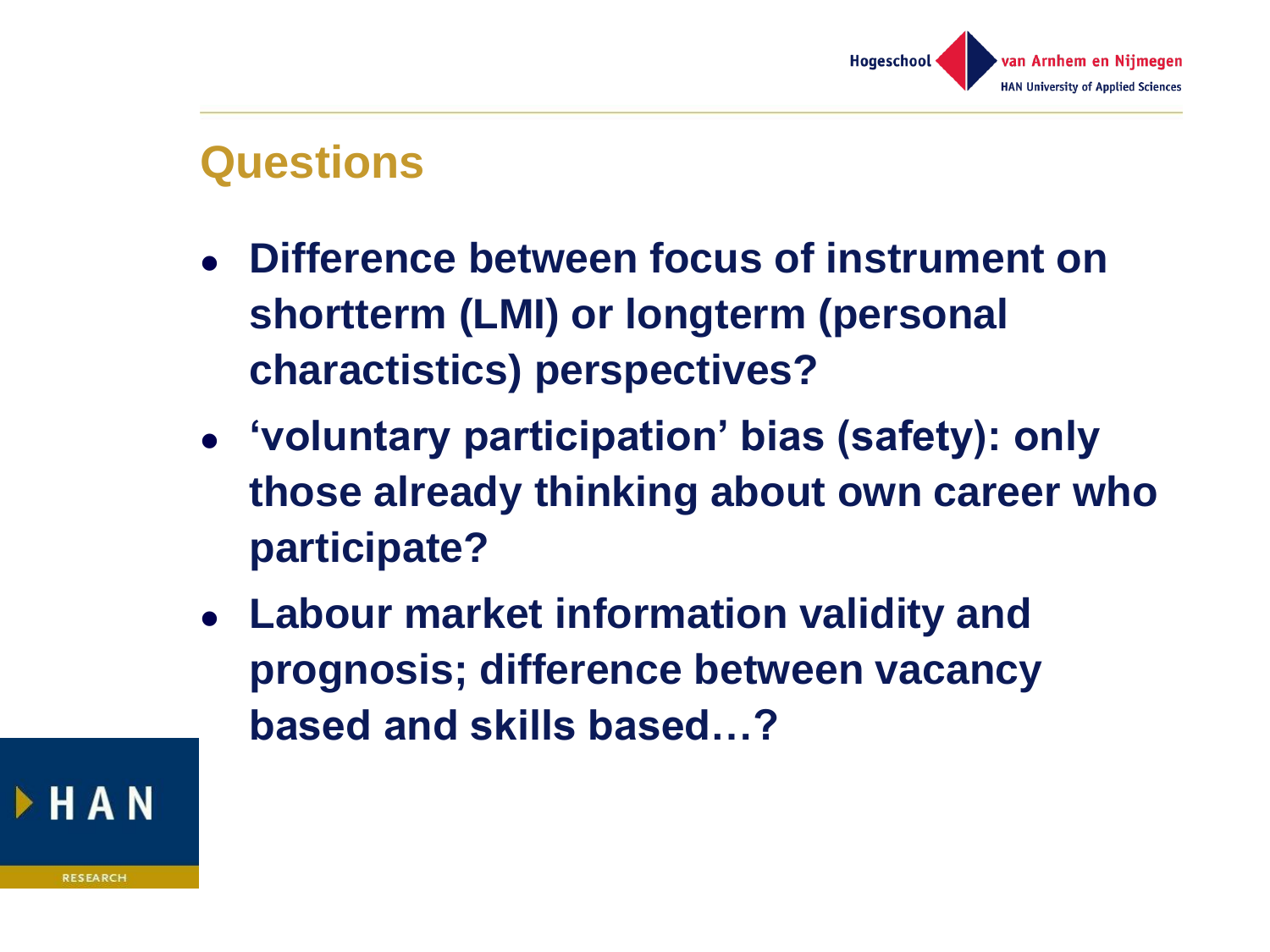## Questions

- **Difference between focus of instrument on shortterm (LMI) or longterm (personal charactistics) perspectives?**
- **'voluntary participation' bias (safety): only those already thinking about own career who participate?**
- **Labour market information validity and prognosis; difference between vacancy based and skills based…?**